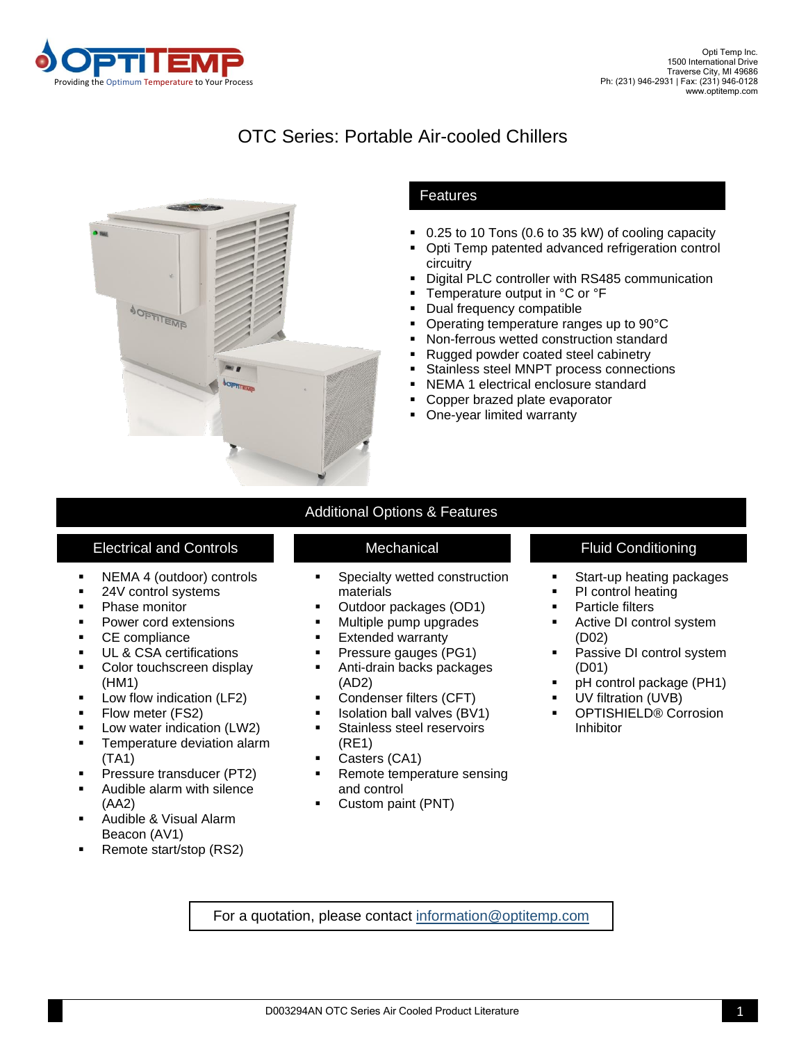Opti Temp Inc.
1500 International Drive
Traverse City, MI 49686
Ph: (231) 946-2931 | Fax: (231) 946-0128
www.optitemp.com

# OTC Series: Portable Air-cooled Chillers

## Features

- 0.25 to 10 Tons (0.6 to 35 kW) of cooling capacity
- Opti Temp patented advanced refrigeration control circuitry
- Digital PLC controller with RS485 communication
- Temperature output in °C or °F
- Dual frequency compatible
- Operating temperature ranges up to 90°C
- Non-ferrous wetted construction standard
- Rugged powder coated steel cabinetry
- Stainless steel MNPT process connections
- NEMA 1 electrical enclosure standard
- Copper brazed plate evaporator
- One-year limited warranty

## Additional Options & Features

### Electrical and Controls

- NEMA 4 (outdoor) controls
- 24V control systems
- Phase monitor
- Power cord extensions
- CE compliance
- UL & CSA certifications
- Color touchscreen display (HM1)
- Low flow indication (LF2)
- Flow meter (FS2)
- Low water indication (LW2)
- Temperature deviation alarm (TA1)
- Pressure transducer (PT2)
- Audible alarm with silence (AA2)
- Audible & Visual Alarm Beacon (AV1)
- Remote start/stop (RS2)

### Mechanical

- Specialty wetted construction materials
- Outdoor packages (OD1)
- Multiple pump upgrades
- Extended warranty
- Pressure gauges (PG1)
- Anti-drain backs packages (AD2)
- Condenser filters (CFT)
- Isolation ball valves (BV1)
- Stainless steel reservoirs (RE1)
- Casters (CA1)
- Remote temperature sensing and control
- Custom paint (PNT)

### Fluid Conditioning

- Start-up heating packages
- PI control heating
- Particle filters
- Active DI control system (D02)
- Passive DI control system (D01)
- pH control package (PH1)
- UV filtration (UVB)
- OPTISHIELD® Corrosion Inhibitor

For a quotation, please contact information@optitemp.com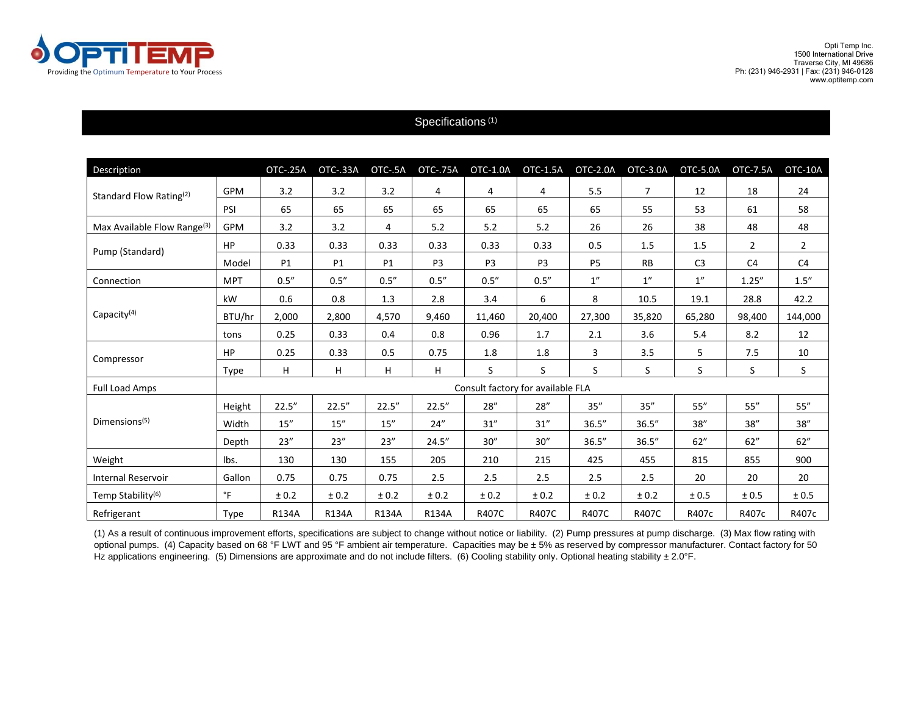Opti Temp Inc.
1500 International Drive
Traverse City, MI 49686
Ph: (231) 946-2931 | Fax: (231) 946-0128
www.optitemp.com

## Specifications [1]

| Description | | OTC-.25A | OTC-.33A | OTC-.5A | OTC-.75A | OTC-1.0A | OTC-1.5A | OTC-2.0A | OTC-3.0A | OTC-5.0A | OTC-7.5A | OTC-10A |
|---|---|---|---|---|---|---|---|---|---|---|---|---|
| Standard Flow Rating[2] | GPM | 3.2 | 3.2 | 3.2 | 4 | 4 | 4 | 5.5 | 7 | 12 | 18 | 24 |
| | PSI | 65 | 65 | 65 | 65 | 65 | 65 | 65 | 55 | 53 | 61 | 58 |
| Max Available Flow Range[3] | GPM | 3.2 | 3.2 | 4 | 5.2 | 5.2 | 5.2 | 26 | 26 | 38 | 48 | 48 |
| Pump (Standard) | HP | 0.33 | 0.33 | 0.33 | 0.33 | 0.33 | 0.33 | 0.5 | 1.5 | 1.5 | 2 | 2 |
| | Model | P1 | P1 | P1 | P3 | P3 | P3 | P5 | RB | C3 | C4 | C4 |
| Connection | MPT | 0.5″ | 0.5″ | 0.5″ | 0.5″ | 0.5″ | 0.5″ | 1″ | 1″ | 1″ | 1.25″ | 1.5″ |
| Capacity[4] | kW | 0.6 | 0.8 | 1.3 | 2.8 | 3.4 | 6 | 8 | 10.5 | 19.1 | 28.8 | 42.2 |
| | BTU/hr | 2,000 | 2,800 | 4,570 | 9,460 | 11,460 | 20,400 | 27,300 | 35,820 | 65,280 | 98,400 | 144,000 |
| | tons | 0.25 | 0.33 | 0.4 | 0.8 | 0.96 | 1.7 | 2.1 | 3.6 | 5.4 | 8.2 | 12 |
| Compressor | HP | 0.25 | 0.33 | 0.5 | 0.75 | 1.8 | 1.8 | 3 | 3.5 | 5 | 7.5 | 10 |
| | Type | H | H | H | H | S | S | S | S | S | S | S |
| Full Load Amps | | Consult factory for available FLA | | | | | | | | | | |
| Dimensions[5] | Height | 22.5″ | 22.5″ | 22.5″ | 22.5″ | 28″ | 28″ | 35″ | 35″ | 55″ | 55″ | 55″ |
| | Width | 15″ | 15″ | 15″ | 24″ | 31″ | 31″ | 36.5″ | 36.5″ | 38″ | 38″ | 38″ |
| | Depth | 23″ | 23″ | 23″ | 24.5″ | 30″ | 30″ | 36.5″ | 36.5″ | 62″ | 62″ | 62″ |
| Weight | lbs. | 130 | 130 | 155 | 205 | 210 | 215 | 425 | 455 | 815 | 855 | 900 |
| Internal Reservoir | Gallon | 0.75 | 0.75 | 0.75 | 2.5 | 2.5 | 2.5 | 2.5 | 2.5 | 20 | 20 | 20 |
| Temp Stability[6] | °F | ± 0.2 | ± 0.2 | ± 0.2 | ± 0.2 | ± 0.2 | ± 0.2 | ± 0.2 | ± 0.2 | ± 0.5 | ± 0.5 | ± 0.5 |
| Refrigerant | Type | R134A | R134A | R134A | R134A | R407C | R407C | R407C | R407C | R407c | R407c | R407c |

(1) As a result of continuous improvement efforts, specifications are subject to change without notice or liability. (2) Pump pressures at pump discharge. (3) Max flow rating with optional pumps. (4) Capacity based on 68 °F LWT and 95 °F ambient air temperature. Capacities may be ± 5% as reserved by compressor manufacturer. Contact factory for 50 Hz applications engineering. (5) Dimensions are approximate and do not include filters. (6) Cooling stability only. Optional heating stability ± 2.0°F.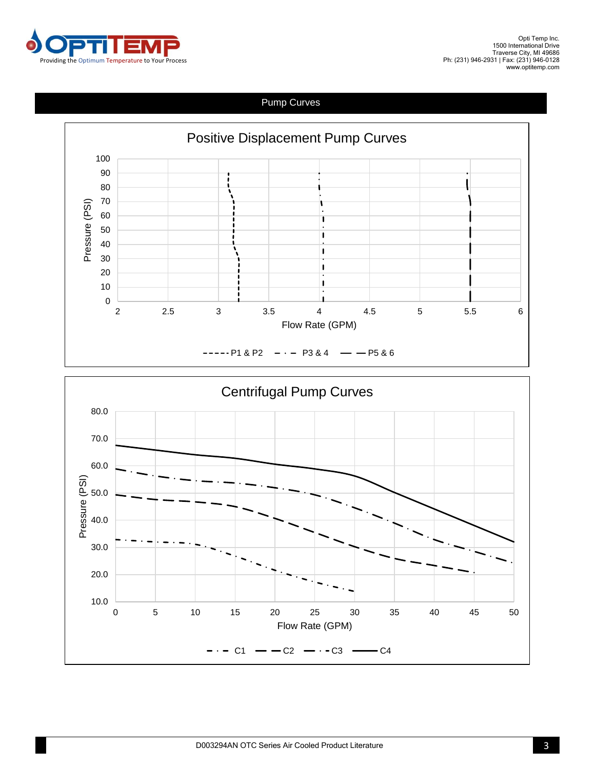## Pump Curves

### Positive Displacement Pump Curves

Pressure (PSI): 0, 10, 20, 30, 40, 50, 60, 70, 80, 90, 100

Flow Rate (GPM): 2, 2.5, 3, 3.5, 4, 4.5, 5, 5.5, 6

Legend: P1 & P2, P3 & 4, P5 & 6

### Centrifugal Pump Curves

Pressure (PSI): 10.0, 20.0, 30.0, 40.0, 50.0, 60.0, 70.0, 80.0

Flow Rate (GPM): 0, 5, 10, 15, 20, 25, 30, 35, 40, 45, 50

Legend: C1, C2, C3, C4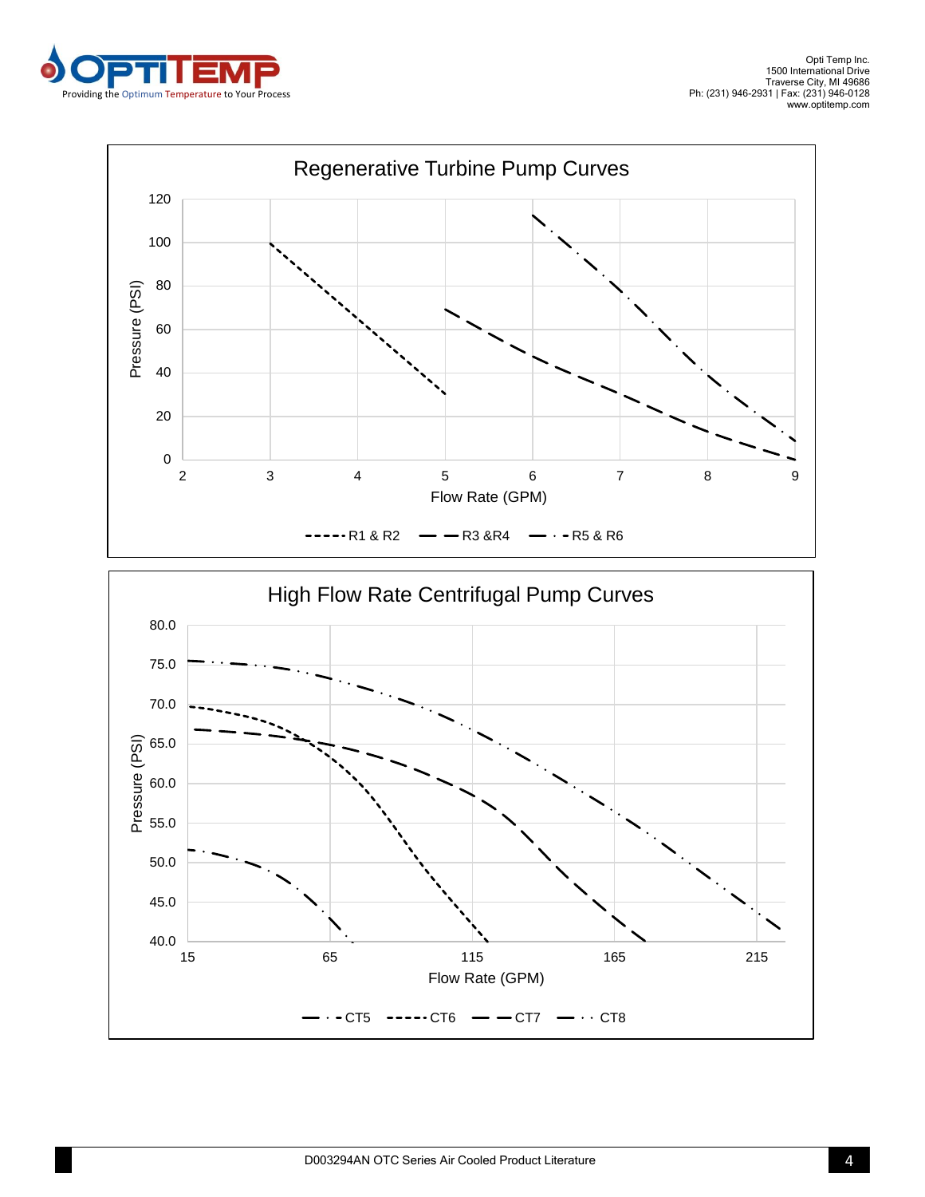Opti Temp Inc.
1500 International Drive
Traverse City, MI 49686
Ph: (231) 946-2931 | Fax: (231) 946-0128
www.optitemp.com

## Regenerative Turbine Pump Curves

Pressure (PSI)

120
100
80
60
40
20
0

2 3 4 5 6 7 8 9

Flow Rate (GPM)

R1 & R2
R3 &R4
R5 & R6

## High Flow Rate Centrifugal Pump Curves

Pressure (PSI)

80.0
75.0
70.0
65.0
60.0
55.0
50.0
45.0
40.0

15 65 115 165 215

Flow Rate (GPM)

CT5
CT6
CT7
CT8

D003294AN OTC Series Air Cooled Product Literature